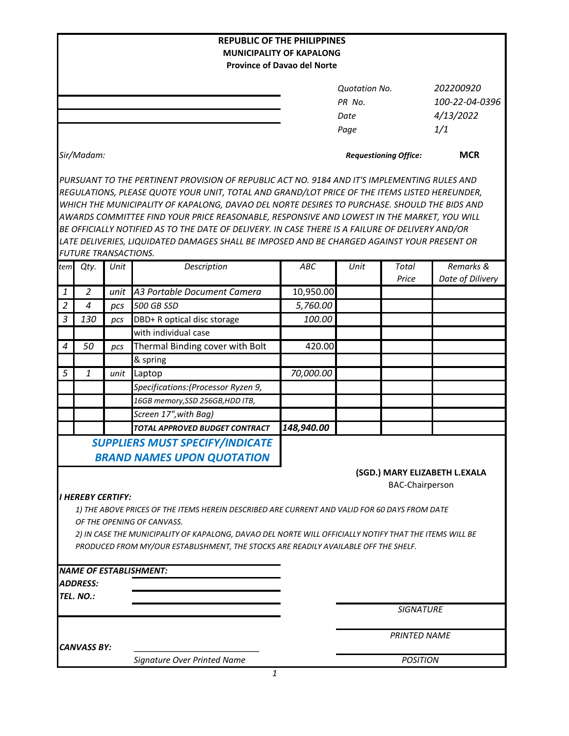**REPUBLIC OF THE PHILIPPINES**
**MUNICIPALITY OF KAPALONG**
**Province of Davao del Norte**

| | |
|---|---|
| *Quotation No.* | *202200920* |
| *PR No.* | *100-22-04-0396* |
| *Date* | *4/13/2022* |
| *Page* | *1/1* |

*Sir/Madam:*

***Requestioning Office:*** **MCR**

*PURSUANT TO THE PERTINENT PROVISION OF REPUBLIC ACT NO. 9184 AND IT'S IMPLEMENTING RULES AND REGULATIONS, PLEASE QUOTE YOUR UNIT, TOTAL AND GRAND/LOT PRICE OF THE ITEMS LISTED HEREUNDER, WHICH THE MUNICIPALITY OF KAPALONG, DAVAO DEL NORTE DESIRES TO PURCHASE. SHOULD THE BIDS AND AWARDS COMMITTEE FIND YOUR PRICE REASONABLE, RESPONSIVE AND LOWEST IN THE MARKET, YOU WILL BE OFFICIALLY NOTIFIED AS TO THE DATE OF DELIVERY. IN CASE THERE IS A FAILURE OF DELIVERY AND/OR LATE DELIVERIES, LIQUIDATED DAMAGES SHALL BE IMPOSED AND BE CHARGED AGAINST YOUR PRESENT OR FUTURE TRANSACTIONS.*

| *tem* | *Qty.* | *Unit* | *Description* | *ABC* | *Unit* | *Total Price* | *Remarks & Date of Dilivery* |
|---|---|---|---|---|---|---|---|
| *1* | *2* | *unit* | *A3 Portable Document Camera* | 10,950.00 | | | |
| *2* | *4* | *pcs* | *500 GB SSD* | *5,760.00* | | | |
| *3* | *130* | *pcs* | DBD+ R optical disc storage | *100.00* | | | |
| | | | with individual case | | | | |
| *4* | *50* | *pcs* | Thermal Binding cover with Bolt | 420.00 | | | |
| | | | & spring | | | | |
| *5* | *1* | *unit* | Laptop | *70,000.00* | | | |
| | | | *Specifications:(Processor Ryzen 9,* | | | | |
| | | | *16GB memory,SSD 256GB,HDD ITB,* | | | | |
| | | | *Screen 17",with Bag)* | | | | |
| | | | ***TOTAL APPROVED BUDGET CONTRACT*** | ***148,940.00*** | | | |

***SUPPLIERS MUST SPECIFY/INDICATE BRAND NAMES UPON QUOTATION***

**(SGD.) MARY ELIZABETH L.EXALA**
BAC-Chairperson

***I HEREBY CERTIFY:***

*1) THE ABOVE PRICES OF THE ITEMS HEREIN DESCRIBED ARE CURRENT AND VALID FOR 60 DAYS FROM DATE OF THE OPENING OF CANVASS.*

*2) IN CASE THE MUNICIPALITY OF KAPALONG, DAVAO DEL NORTE WILL OFFICIALLY NOTIFY THAT THE ITEMS WILL BE PRODUCED FROM MY/OUR ESTABLISHMENT, THE STOCKS ARE READILY AVAILABLE OFF THE SHELF.*

***NAME OF ESTABLISHMENT:***
***ADDRESS:***
***TEL. NO.:***

*SIGNATURE*

*PRINTED NAME*

***CANVASS BY:*** ____________________________
*Signature Over Printed Name*

*POSITION*